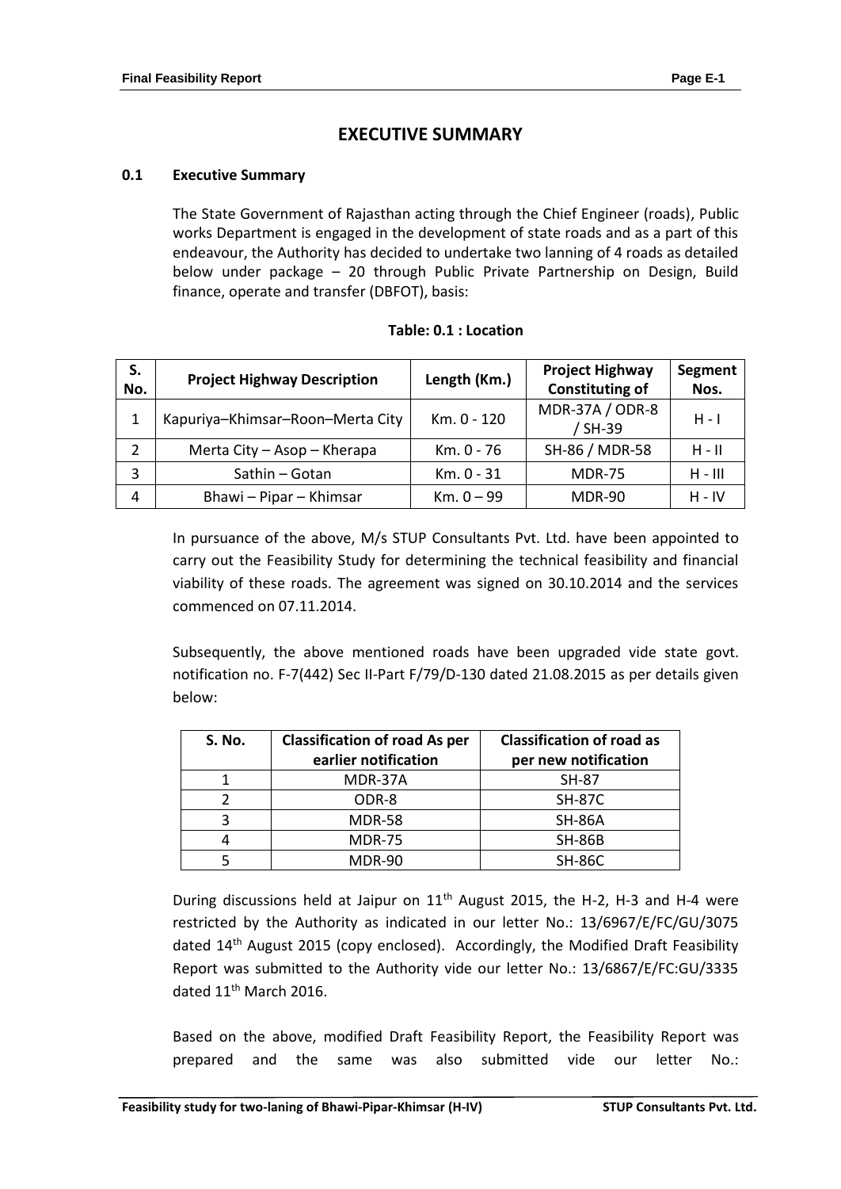# EXECUTIVE SUMMARY

## 0.1 Executive Summary

The State Government of Rajasthan acting through the Chief Engineer (roads), Public works Department is engaged in the development of state roads and as a part of this endeavour, the Authority has decided to undertake two lanning of 4 roads as detailed below under package – 20 through Public Private Partnership on Design, Build finance, operate and transfer (DBFOT), basis:

**Table: 0.1 : Location**

| S. No. | Project Highway Description | Length (Km.) | Project Highway Constituting of | Segment Nos. |
|---|---|---|---|---|
| 1 | Kapuriya–Khimsar–Roon–Merta City | Km. 0 - 120 | MDR-37A / ODR-8 / SH-39 | H - I |
| 2 | Merta City – Asop – Kherapa | Km. 0 - 76 | SH-86 / MDR-58 | H - II |
| 3 | Sathin – Gotan | Km. 0 - 31 | MDR-75 | H - III |
| 4 | Bhawi – Pipar – Khimsar | Km. 0 – 99 | MDR-90 | H - IV |

In pursuance of the above, M/s STUP Consultants Pvt. Ltd. have been appointed to carry out the Feasibility Study for determining the technical feasibility and financial viability of these roads. The agreement was signed on 30.10.2014 and the services commenced on 07.11.2014.

Subsequently, the above mentioned roads have been upgraded vide state govt. notification no. F-7(442) Sec II-Part F/79/D-130 dated 21.08.2015 as per details given below:

| S. No. | Classification of road As per earlier notification | Classification of road as per new notification |
|---|---|---|
| 1 | MDR-37A | SH-87 |
| 2 | ODR-8 | SH-87C |
| 3 | MDR-58 | SH-86A |
| 4 | MDR-75 | SH-86B |
| 5 | MDR-90 | SH-86C |

During discussions held at Jaipur on 11th August 2015, the H-2, H-3 and H-4 were restricted by the Authority as indicated in our letter No.: 13/6967/E/FC/GU/3075 dated 14th August 2015 (copy enclosed). Accordingly, the Modified Draft Feasibility Report was submitted to the Authority vide our letter No.: 13/6867/E/FC:GU/3335 dated 11th March 2016.

Based on the above, modified Draft Feasibility Report, the Feasibility Report was prepared and the same was also submitted vide our letter No.: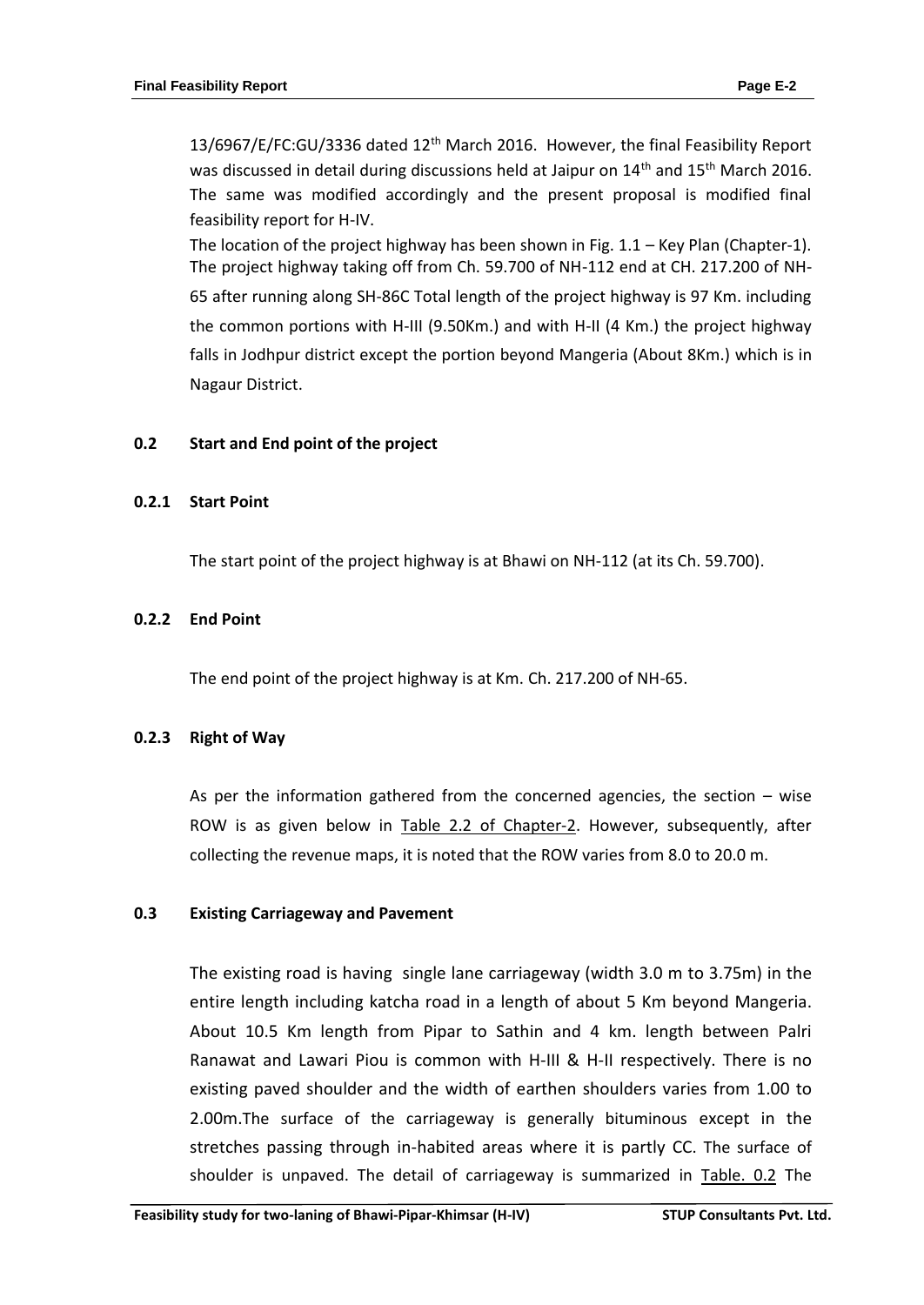13/6967/E/FC:GU/3336 dated 12th March 2016. However, the final Feasibility Report was discussed in detail during discussions held at Jaipur on 14th and 15th March 2016. The same was modified accordingly and the present proposal is modified final feasibility report for H-IV.

The location of the project highway has been shown in Fig. 1.1 – Key Plan (Chapter-1). The project highway taking off from Ch. 59.700 of NH-112 end at CH. 217.200 of NH-65 after running along SH-86C Total length of the project highway is 97 Km. including the common portions with H-III (9.50Km.) and with H-II (4 Km.) the project highway falls in Jodhpur district except the portion beyond Mangeria (About 8Km.) which is in Nagaur District.

### 0.2 Start and End point of the project

#### 0.2.1 Start Point

The start point of the project highway is at Bhawi on NH-112 (at its Ch. 59.700).

#### 0.2.2 End Point

The end point of the project highway is at Km. Ch. 217.200 of NH-65.

#### 0.2.3 Right of Way

As per the information gathered from the concerned agencies, the section – wise ROW is as given below in Table 2.2 of Chapter-2. However, subsequently, after collecting the revenue maps, it is noted that the ROW varies from 8.0 to 20.0 m.

### 0.3 Existing Carriageway and Pavement

The existing road is having single lane carriageway (width 3.0 m to 3.75m) in the entire length including katcha road in a length of about 5 Km beyond Mangeria. About 10.5 Km length from Pipar to Sathin and 4 km. length between Palri Ranawat and Lawari Piou is common with H-III & H-II respectively. There is no existing paved shoulder and the width of earthen shoulders varies from 1.00 to 2.00m.The surface of the carriageway is generally bituminous except in the stretches passing through in-habited areas where it is partly CC. The surface of shoulder is unpaved. The detail of carriageway is summarized in Table. 0.2 The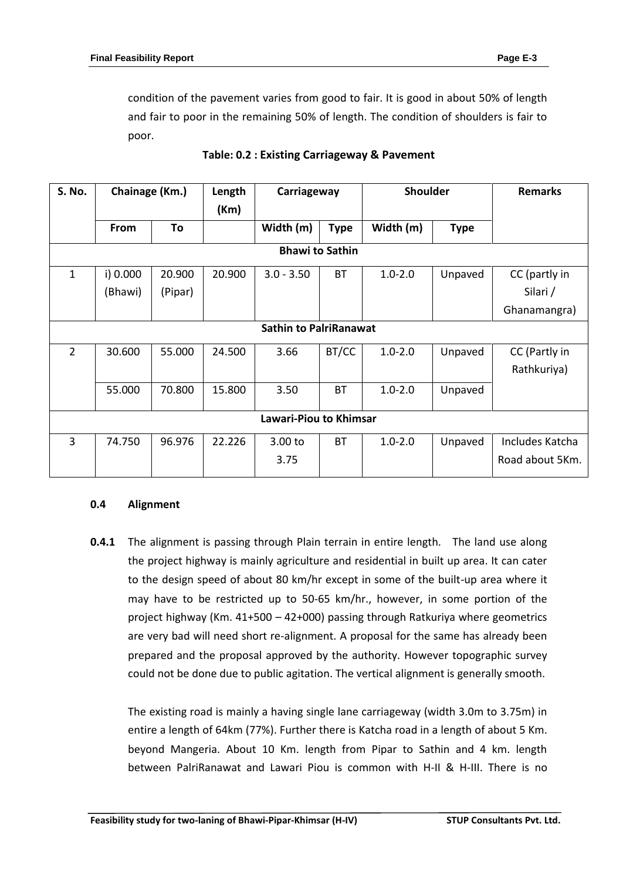condition of the pavement varies from good to fair. It is good in about 50% of length and fair to poor in the remaining 50% of length. The condition of shoulders is fair to poor.

**Table: 0.2 : Existing Carriageway & Pavement**

| S. No. | Chainage (Km.) | | Length (Km) | Carriageway | | Shoulder | | Remarks |
|---|---|---|---|---|---|---|---|---|
| | From | To | | Width (m) | Type | Width (m) | Type | |
| **Bhawi to Sathin** | | | | | | | | |
| 1 | i) 0.000 (Bhawi) | 20.900 (Pipar) | 20.900 | 3.0 - 3.50 | BT | 1.0-2.0 | Unpaved | CC (partly in Silari / Ghanamangra) |
| **Sathin to PalriRanawat** | | | | | | | | |
| 2 | 30.600 | 55.000 | 24.500 | 3.66 | BT/CC | 1.0-2.0 | Unpaved | CC (Partly in Rathkuriya) |
| | 55.000 | 70.800 | 15.800 | 3.50 | BT | 1.0-2.0 | Unpaved | |
| **Lawari-Piou to Khimsar** | | | | | | | | |
| 3 | 74.750 | 96.976 | 22.226 | 3.00 to 3.75 | BT | 1.0-2.0 | Unpaved | Includes Katcha Road about 5Km. |

### 0.4 Alignment

**0.4.1** The alignment is passing through Plain terrain in entire length. The land use along the project highway is mainly agriculture and residential in built up area. It can cater to the design speed of about 80 km/hr except in some of the built-up area where it may have to be restricted up to 50-65 km/hr., however, in some portion of the project highway (Km. 41+500 – 42+000) passing through Ratkuriya where geometrics are very bad will need short re-alignment. A proposal for the same has already been prepared and the proposal approved by the authority. However topographic survey could not be done due to public agitation. The vertical alignment is generally smooth.

The existing road is mainly a having single lane carriageway (width 3.0m to 3.75m) in entire a length of 64km (77%). Further there is Katcha road in a length of about 5 Km. beyond Mangeria. About 10 Km. length from Pipar to Sathin and 4 km. length between PalriRanawat and Lawari Piou is common with H-II & H-III. There is no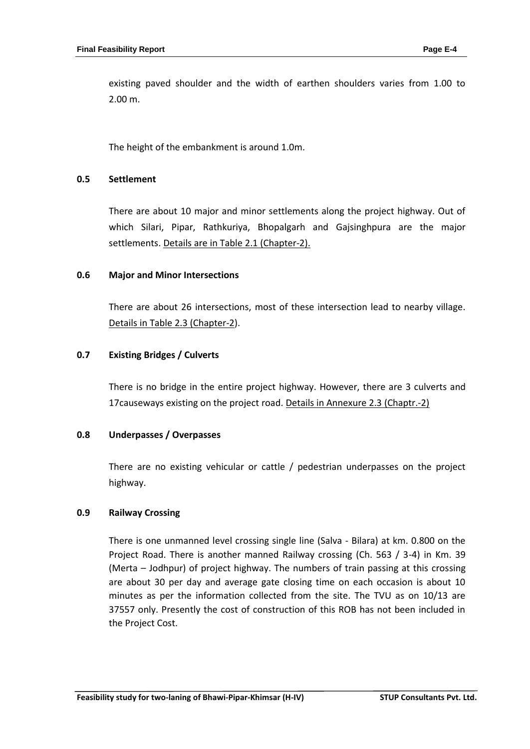existing paved shoulder and the width of earthen shoulders varies from 1.00 to 2.00 m.

The height of the embankment is around 1.0m.

## 0.5 Settlement

There are about 10 major and minor settlements along the project highway. Out of which Silari, Pipar, Rathkuriya, Bhopalgarh and Gajsinghpura are the major settlements. Details are in Table 2.1 (Chapter-2).

## 0.6 Major and Minor Intersections

There are about 26 intersections, most of these intersection lead to nearby village. Details in Table 2.3 (Chapter-2).

## 0.7 Existing Bridges / Culverts

There is no bridge in the entire project highway. However, there are 3 culverts and 17causeways existing on the project road. Details in Annexure 2.3 (Chaptr.-2)

## 0.8 Underpasses / Overpasses

There are no existing vehicular or cattle / pedestrian underpasses on the project highway.

## 0.9 Railway Crossing

There is one unmanned level crossing single line (Salva - Bilara) at km. 0.800 on the Project Road. There is another manned Railway crossing (Ch. 563 / 3-4) in Km. 39 (Merta – Jodhpur) of project highway. The numbers of train passing at this crossing are about 30 per day and average gate closing time on each occasion is about 10 minutes as per the information collected from the site. The TVU as on 10/13 are 37557 only. Presently the cost of construction of this ROB has not been included in the Project Cost.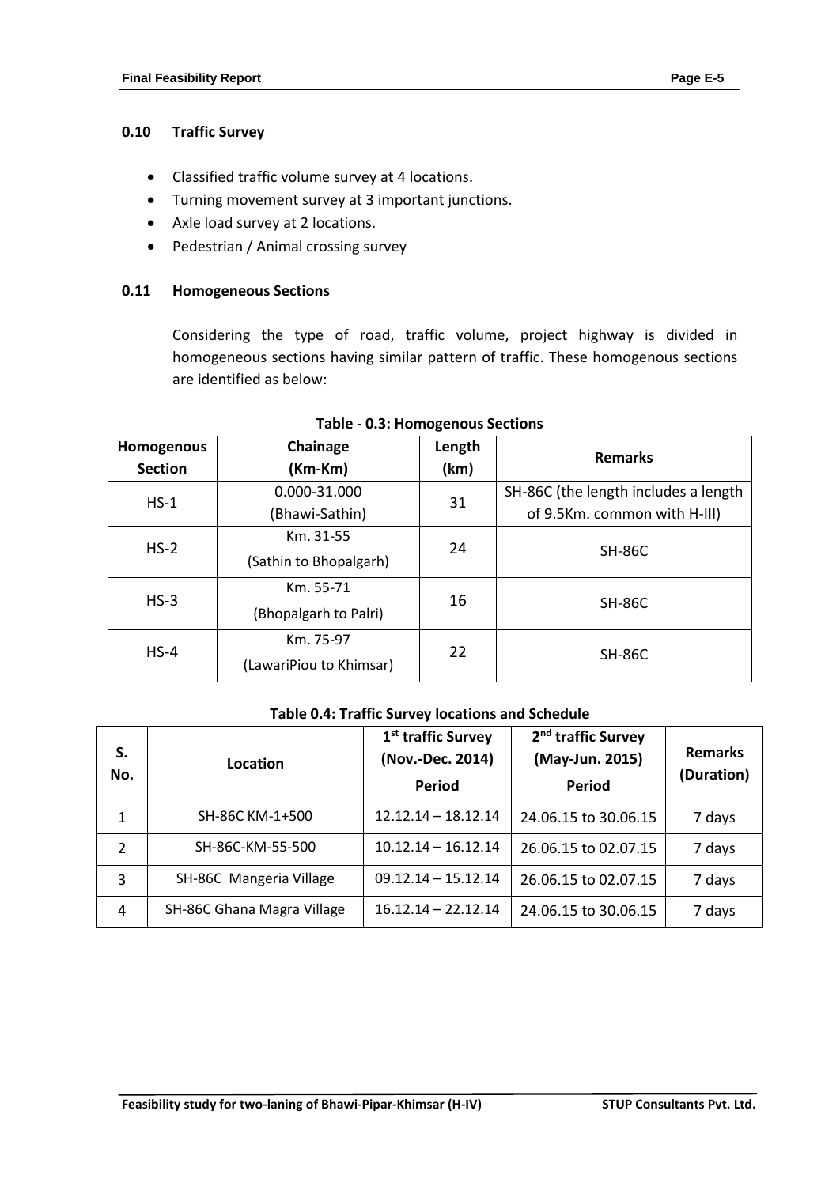## 0.10 Traffic Survey

- Classified traffic volume survey at 4 locations.
- Turning movement survey at 3 important junctions.
- Axle load survey at 2 locations.
- Pedestrian / Animal crossing survey

## 0.11 Homogeneous Sections

Considering the type of road, traffic volume, project highway is divided in homogeneous sections having similar pattern of traffic. These homogenous sections are identified as below:

**Table - 0.3: Homogenous Sections**

| Homogenous Section | Chainage (Km-Km) | Length (km) | Remarks |
|---|---|---|---|
| HS-1 | 0.000-31.000 (Bhawi-Sathin) | 31 | SH-86C (the length includes a length of 9.5Km. common with H-III) |
| HS-2 | Km. 31-55 (Sathin to Bhopalgarh) | 24 | SH-86C |
| HS-3 | Km. 55-71 (Bhopalgarh to Palri) | 16 | SH-86C |
| HS-4 | Km. 75-97 (LawariPiou to Khimsar) | 22 | SH-86C |

**Table 0.4: Traffic Survey locations and Schedule**

| S. No. | Location | 1st traffic Survey (Nov.-Dec. 2014) | 2nd traffic Survey (May-Jun. 2015) | Remarks (Duration) |
|---|---|---|---|---|
| | | Period | Period | |
| 1 | SH-86C KM-1+500 | 12.12.14 – 18.12.14 | 24.06.15 to 30.06.15 | 7 days |
| 2 | SH-86C-KM-55-500 | 10.12.14 – 16.12.14 | 26.06.15 to 02.07.15 | 7 days |
| 3 | SH-86C Mangeria Village | 09.12.14 – 15.12.14 | 26.06.15 to 02.07.15 | 7 days |
| 4 | SH-86C Ghana Magra Village | 16.12.14 – 22.12.14 | 24.06.15 to 30.06.15 | 7 days |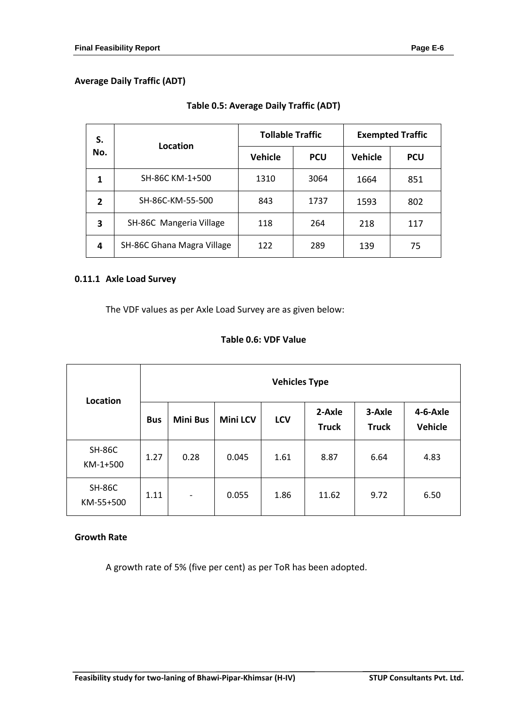**Average Daily Traffic (ADT)**

**Table 0.5: Average Daily Traffic (ADT)**

| S. No. | Location | Tollable Traffic | | Exempted Traffic | |
|---|---|---|---|---|---|
| | | Vehicle | PCU | Vehicle | PCU |
| **1** | SH-86C KM-1+500 | 1310 | 3064 | 1664 | 851 |
| **2** | SH-86C-KM-55-500 | 843 | 1737 | 1593 | 802 |
| **3** | SH-86C Mangeria Village | 118 | 264 | 218 | 117 |
| **4** | SH-86C Ghana Magra Village | 122 | 289 | 139 | 75 |

### 0.11.1 Axle Load Survey

The VDF values as per Axle Load Survey are as given below:

**Table 0.6: VDF Value**

| Location | Vehicles Type | | | | | | |
|---|---|---|---|---|---|---|---|
| | Bus | Mini Bus | Mini LCV | LCV | 2-Axle Truck | 3-Axle Truck | 4-6-Axle Vehicle |
| SH-86C KM-1+500 | 1.27 | 0.28 | 0.045 | 1.61 | 8.87 | 6.64 | 4.83 |
| SH-86C KM-55+500 | 1.11 | - | 0.055 | 1.86 | 11.62 | 9.72 | 6.50 |

**Growth Rate**

A growth rate of 5% (five per cent) as per ToR has been adopted.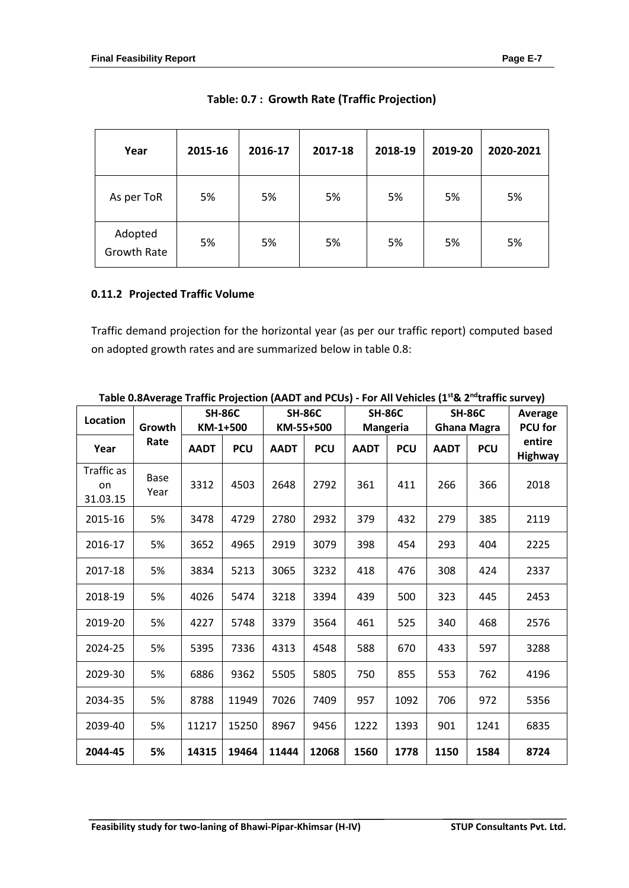**Table: 0.7 : Growth Rate (Traffic Projection)**

| Year | 2015-16 | 2016-17 | 2017-18 | 2018-19 | 2019-20 | 2020-2021 |
|---|---|---|---|---|---|---|
| As per ToR | 5% | 5% | 5% | 5% | 5% | 5% |
| Adopted Growth Rate | 5% | 5% | 5% | 5% | 5% | 5% |

### 0.11.2 Projected Traffic Volume

Traffic demand projection for the horizontal year (as per our traffic report) computed based on adopted growth rates and are summarized below in table 0.8:

**Table 0.8Average Traffic Projection (AADT and PCUs) - For All Vehicles (1st& 2ndtraffic survey)**

| Location | Growth Rate | SH-86C KM-1+500 | | SH-86C KM-55+500 | | SH-86C Mangeria | | SH-86C Ghana Magra | | Average PCU for entire Highway |
|---|---|---|---|---|---|---|---|---|---|---|
| Year | | AADT | PCU | AADT | PCU | AADT | PCU | AADT | PCU | |
| Traffic as on 31.03.15 | Base Year | 3312 | 4503 | 2648 | 2792 | 361 | 411 | 266 | 366 | 2018 |
| 2015-16 | 5% | 3478 | 4729 | 2780 | 2932 | 379 | 432 | 279 | 385 | 2119 |
| 2016-17 | 5% | 3652 | 4965 | 2919 | 3079 | 398 | 454 | 293 | 404 | 2225 |
| 2017-18 | 5% | 3834 | 5213 | 3065 | 3232 | 418 | 476 | 308 | 424 | 2337 |
| 2018-19 | 5% | 4026 | 5474 | 3218 | 3394 | 439 | 500 | 323 | 445 | 2453 |
| 2019-20 | 5% | 4227 | 5748 | 3379 | 3564 | 461 | 525 | 340 | 468 | 2576 |
| 2024-25 | 5% | 5395 | 7336 | 4313 | 4548 | 588 | 670 | 433 | 597 | 3288 |
| 2029-30 | 5% | 6886 | 9362 | 5505 | 5805 | 750 | 855 | 553 | 762 | 4196 |
| 2034-35 | 5% | 8788 | 11949 | 7026 | 7409 | 957 | 1092 | 706 | 972 | 5356 |
| 2039-40 | 5% | 11217 | 15250 | 8967 | 9456 | 1222 | 1393 | 901 | 1241 | 6835 |
| **2044-45** | **5%** | **14315** | **19464** | **11444** | **12068** | **1560** | **1778** | **1150** | **1584** | **8724** |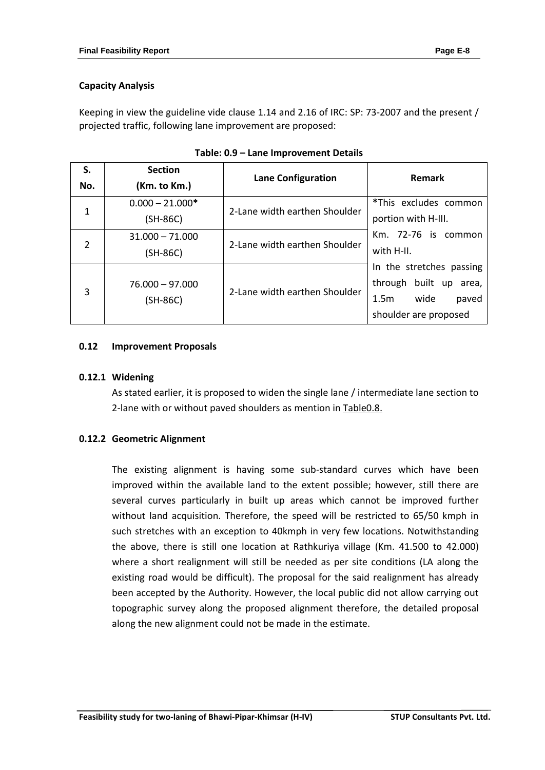**Capacity Analysis**

Keeping in view the guideline vide clause 1.14 and 2.16 of IRC: SP: 73-2007 and the present / projected traffic, following lane improvement are proposed:

**Table: 0.9 – Lane Improvement Details**

| S. No. | Section (Km. to Km.) | Lane Configuration | Remark |
|---|---|---|---|
| 1 | 0.000 – 21.000* (SH-86C) | 2-Lane width earthen Shoulder | *This excludes common portion with H-III. Km. 72-76 is common with H-II. In the stretches passing through built up area, 1.5m wide paved shoulder are proposed |
| 2 | 31.000 – 71.000 (SH-86C) | 2-Lane width earthen Shoulder | |
| 3 | 76.000 – 97.000 (SH-86C) | 2-Lane width earthen Shoulder | |

## 0.12 Improvement Proposals

### 0.12.1 Widening

As stated earlier, it is proposed to widen the single lane / intermediate lane section to 2-lane with or without paved shoulders as mention in Table0.8.

### 0.12.2 Geometric Alignment

The existing alignment is having some sub-standard curves which have been improved within the available land to the extent possible; however, still there are several curves particularly in built up areas which cannot be improved further without land acquisition. Therefore, the speed will be restricted to 65/50 kmph in such stretches with an exception to 40kmph in very few locations. Notwithstanding the above, there is still one location at Rathkuriya village (Km. 41.500 to 42.000) where a short realignment will still be needed as per site conditions (LA along the existing road would be difficult). The proposal for the said realignment has already been accepted by the Authority. However, the local public did not allow carrying out topographic survey along the proposed alignment therefore, the detailed proposal along the new alignment could not be made in the estimate.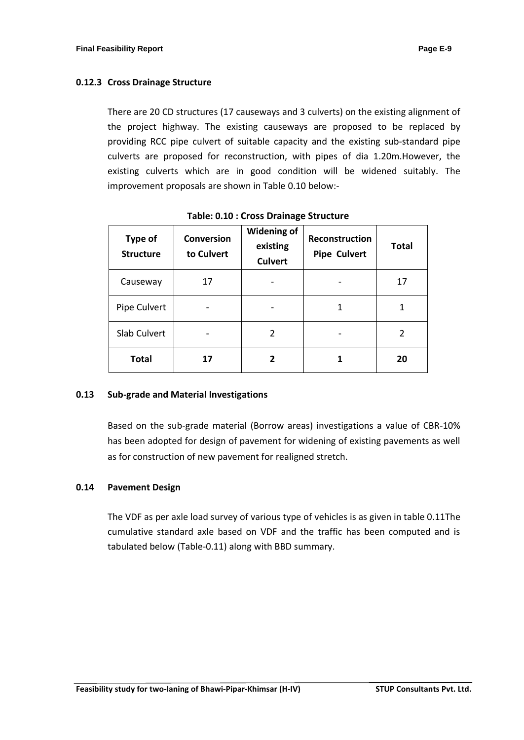#### 0.12.3 Cross Drainage Structure

There are 20 CD structures (17 causeways and 3 culverts) on the existing alignment of the project highway. The existing causeways are proposed to be replaced by providing RCC pipe culvert of suitable capacity and the existing sub-standard pipe culverts are proposed for reconstruction, with pipes of dia 1.20m.However, the existing culverts which are in good condition will be widened suitably. The improvement proposals are shown in Table 0.10 below:-

**Table: 0.10 : Cross Drainage Structure**

| Type of Structure | Conversion to Culvert | Widening of existing Culvert | Reconstruction Pipe Culvert | Total |
|---|---|---|---|---|
| Causeway | 17 | - | - | 17 |
| Pipe Culvert | - | - | 1 | 1 |
| Slab Culvert | - | 2 | - | 2 |
| **Total** | **17** | **2** | **1** | **20** |

### 0.13 Sub-grade and Material Investigations

Based on the sub-grade material (Borrow areas) investigations a value of CBR-10% has been adopted for design of pavement for widening of existing pavements as well as for construction of new pavement for realigned stretch.

### 0.14 Pavement Design

The VDF as per axle load survey of various type of vehicles is as given in table 0.11The cumulative standard axle based on VDF and the traffic has been computed and is tabulated below (Table-0.11) along with BBD summary.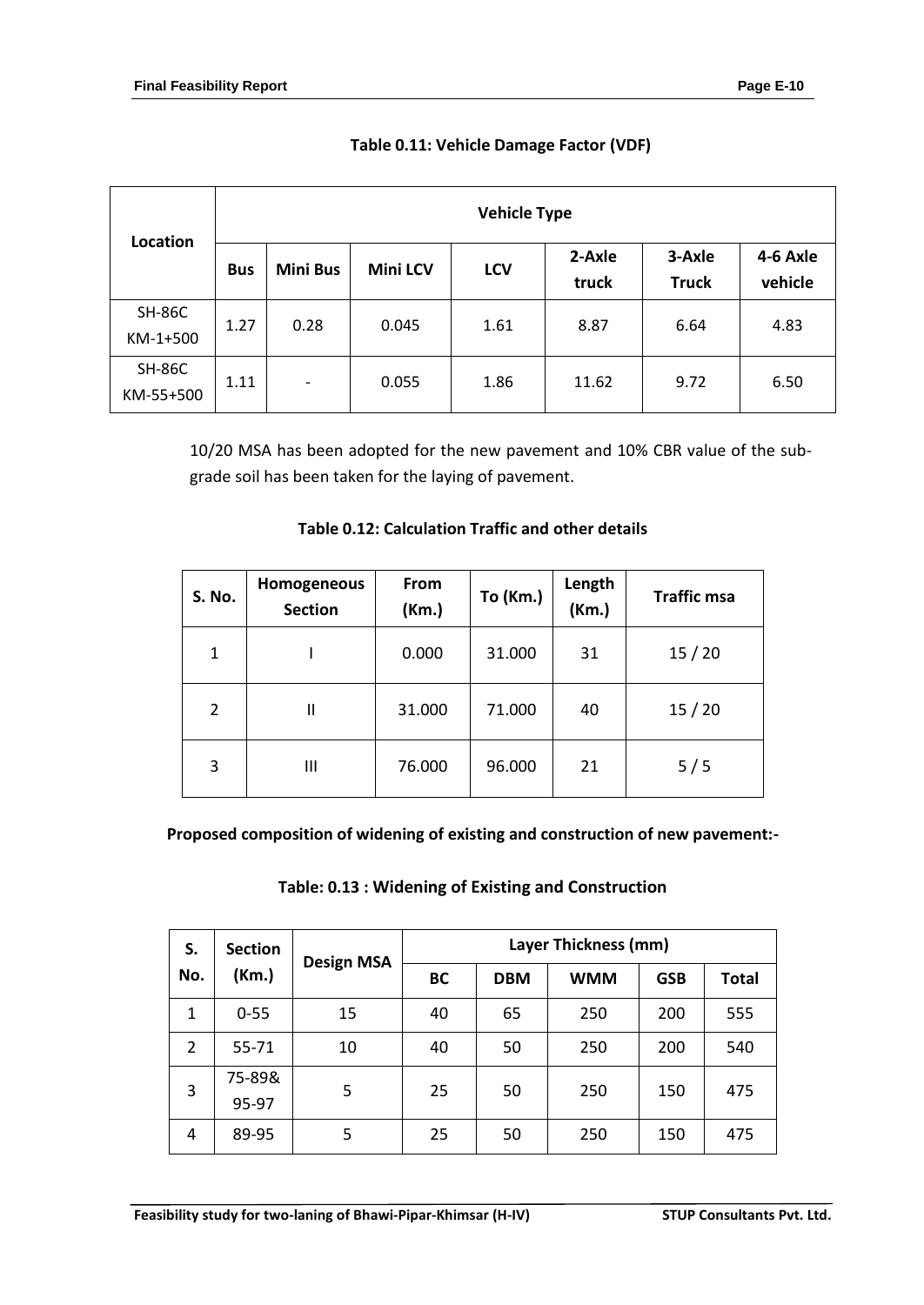**Table 0.11: Vehicle Damage Factor (VDF)**

| Location | Vehicle Type | | | | | | |
|---|---|---|---|---|---|---|---|
| | Bus | Mini Bus | Mini LCV | LCV | 2-Axle truck | 3-Axle Truck | 4-6 Axle vehicle |
| SH-86C KM-1+500 | 1.27 | 0.28 | 0.045 | 1.61 | 8.87 | 6.64 | 4.83 |
| SH-86C KM-55+500 | 1.11 | - | 0.055 | 1.86 | 11.62 | 9.72 | 6.50 |

10/20 MSA has been adopted for the new pavement and 10% CBR value of the sub-grade soil has been taken for the laying of pavement.

**Table 0.12: Calculation Traffic and other details**

| S. No. | Homogeneous Section | From (Km.) | To (Km.) | Length (Km.) | Traffic msa |
|---|---|---|---|---|---|
| 1 | I | 0.000 | 31.000 | 31 | 15 / 20 |
| 2 | II | 31.000 | 71.000 | 40 | 15 / 20 |
| 3 | III | 76.000 | 96.000 | 21 | 5 / 5 |

**Proposed composition of widening of existing and construction of new pavement:-**

**Table: 0.13 : Widening of Existing and Construction**

| S. No. | Section (Km.) | Design MSA | Layer Thickness (mm) | | | | |
|---|---|---|---|---|---|---|---|
| | | | BC | DBM | WMM | GSB | Total |
| 1 | 0-55 | 15 | 40 | 65 | 250 | 200 | 555 |
| 2 | 55-71 | 10 | 40 | 50 | 250 | 200 | 540 |
| 3 | 75-89& 95-97 | 5 | 25 | 50 | 250 | 150 | 475 |
| 4 | 89-95 | 5 | 25 | 50 | 250 | 150 | 475 |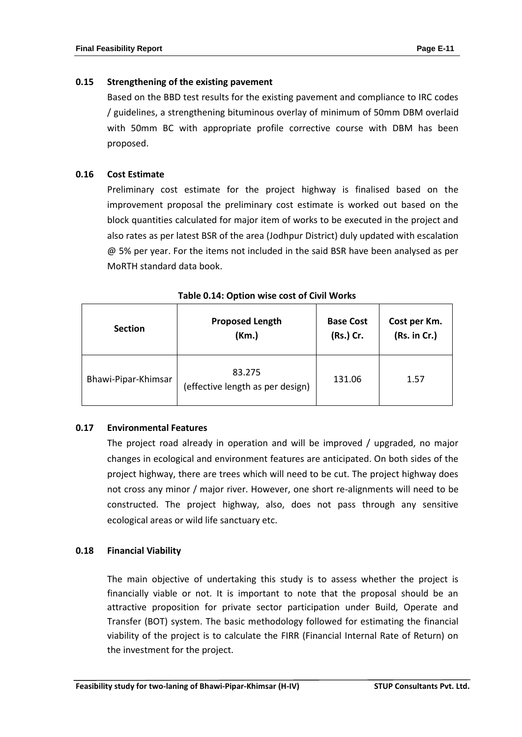## 0.15 Strengthening of the existing pavement

Based on the BBD test results for the existing pavement and compliance to IRC codes / guidelines, a strengthening bituminous overlay of minimum of 50mm DBM overlaid with 50mm BC with appropriate profile corrective course with DBM has been proposed.

## 0.16 Cost Estimate

Preliminary cost estimate for the project highway is finalised based on the improvement proposal the preliminary cost estimate is worked out based on the block quantities calculated for major item of works to be executed in the project and also rates as per latest BSR of the area (Jodhpur District) duly updated with escalation @ 5% per year. For the items not included in the said BSR have been analysed as per MoRTH standard data book.

**Table 0.14: Option wise cost of Civil Works**

| Section | Proposed Length (Km.) | Base Cost (Rs.) Cr. | Cost per Km. (Rs. in Cr.) |
|---|---|---|---|
| Bhawi-Pipar-Khimsar | 83.275 (effective length as per design) | 131.06 | 1.57 |

## 0.17 Environmental Features

The project road already in operation and will be improved / upgraded, no major changes in ecological and environment features are anticipated. On both sides of the project highway, there are trees which will need to be cut. The project highway does not cross any minor / major river. However, one short re-alignments will need to be constructed. The project highway, also, does not pass through any sensitive ecological areas or wild life sanctuary etc.

## 0.18 Financial Viability

The main objective of undertaking this study is to assess whether the project is financially viable or not. It is important to note that the proposal should be an attractive proposition for private sector participation under Build, Operate and Transfer (BOT) system. The basic methodology followed for estimating the financial viability of the project is to calculate the FIRR (Financial Internal Rate of Return) on the investment for the project.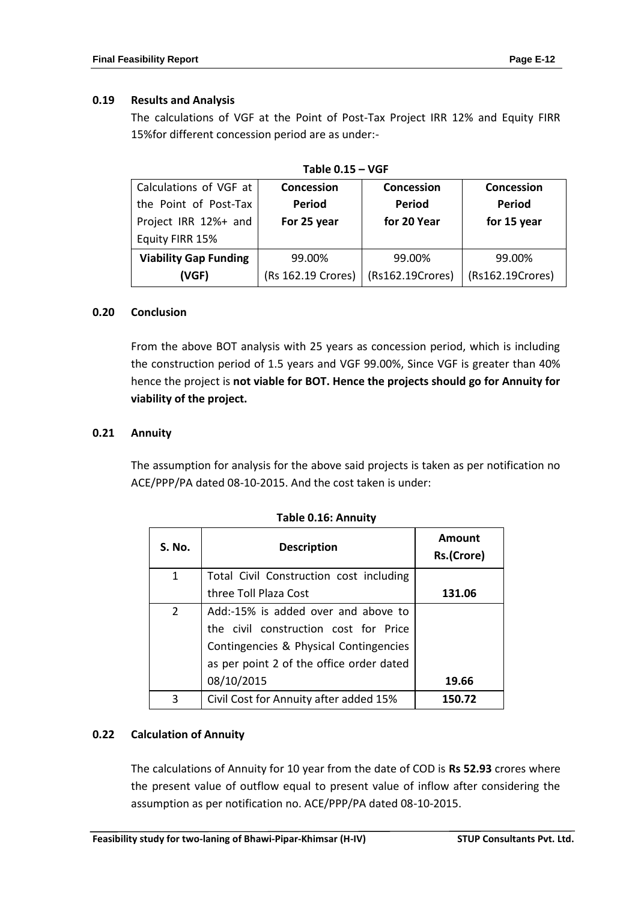### 0.19 Results and Analysis

The calculations of VGF at the Point of Post-Tax Project IRR 12% and Equity FIRR 15%for different concession period are as under:-

**Table 0.15 – VGF**

| Calculations of VGF at the Point of Post-Tax Project IRR 12%+ and Equity FIRR 15% | **Concession Period For 25 year** | **Concession Period for 20 Year** | **Concession Period for 15 year** |
|---|---|---|---|
| **Viability Gap Funding (VGF)** | 99.00% (Rs 162.19 Crores) | 99.00% (Rs162.19Crores) | 99.00% (Rs162.19Crores) |

### 0.20 Conclusion

From the above BOT analysis with 25 years as concession period, which is including the construction period of 1.5 years and VGF 99.00%, Since VGF is greater than 40% hence the project is **not viable for BOT. Hence the projects should go for Annuity for viability of the project.**

### 0.21 Annuity

The assumption for analysis for the above said projects is taken as per notification no ACE/PPP/PA dated 08-10-2015. And the cost taken is under:

**Table 0.16: Annuity**

| S. No. | Description | Amount Rs.(Crore) |
|---|---|---|
| 1 | Total Civil Construction cost including three Toll Plaza Cost | **131.06** |
| 2 | Add:-15% is added over and above to the civil construction cost for Price Contingencies & Physical Contingencies as per point 2 of the office order dated 08/10/2015 | **19.66** |
| 3 | Civil Cost for Annuity after added 15% | **150.72** |

### 0.22 Calculation of Annuity

The calculations of Annuity for 10 year from the date of COD is **Rs 52.93** crores where the present value of outflow equal to present value of inflow after considering the assumption as per notification no. ACE/PPP/PA dated 08-10-2015.